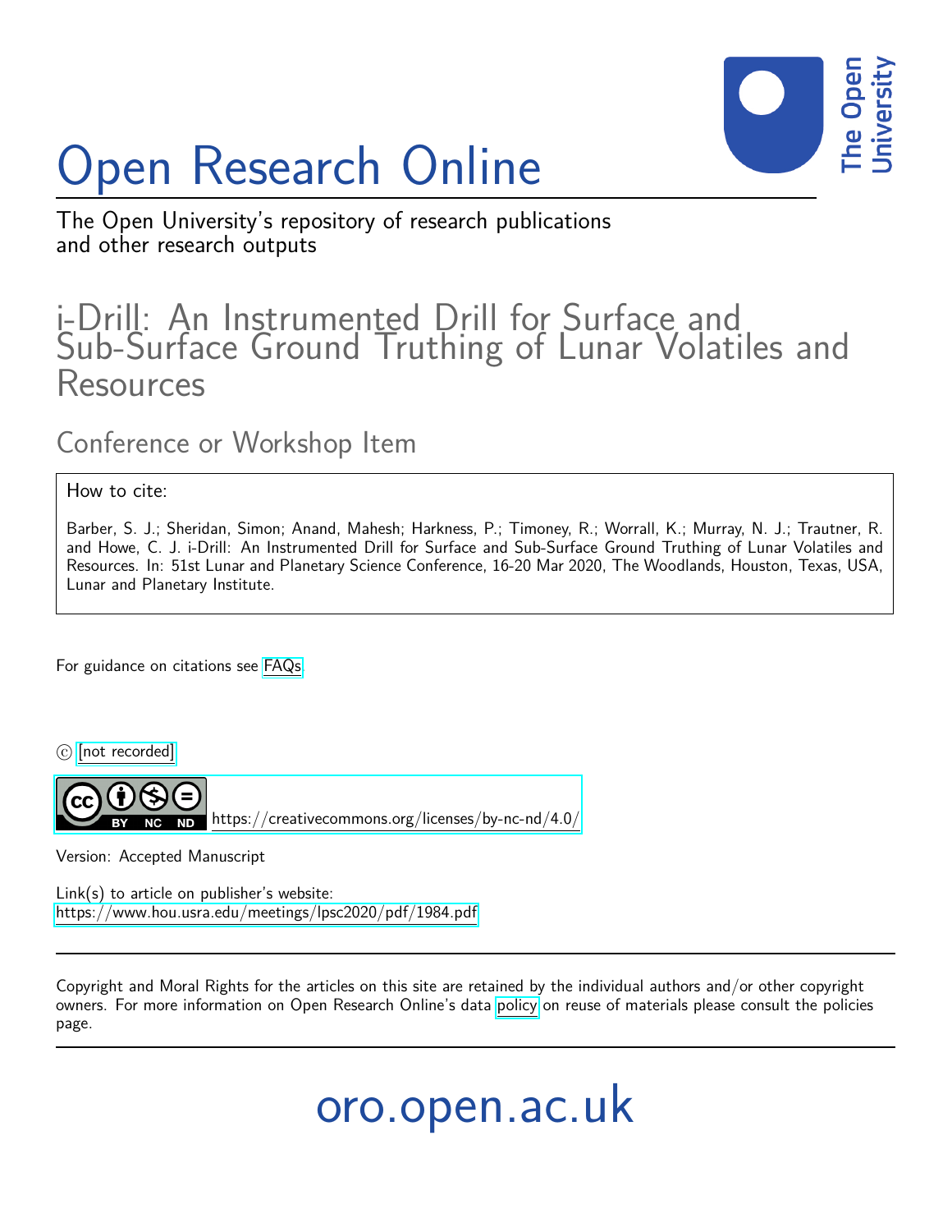# Open Research Online

The Open University's repository of research publications and other research outputs

## i-Drill: An Instrumented Drill for Surface and Sub-Surface Ground Truthing of Lunar Volatiles and Resources

### Conference or Workshop Item

How to cite:

Barber, S. J.; Sheridan, Simon; Anand, Mahesh; Harkness, P.; Timoney, R.; Worrall, K.; Murray, N. J.; Trautner, R. and Howe, C. J. i-Drill: An Instrumented Drill for Surface and Sub-Surface Ground Truthing of Lunar Volatiles and Resources. In: 51st Lunar and Planetary Science Conference, 16-20 Mar 2020, The Woodlands, Houston, Texas, USA, Lunar and Planetary Institute.

For guidance on citations see FAQs.

© [not recorded]

https://creativecommons.org/licenses/by-nc-nd/4.0/

Version: Accepted Manuscript

Link(s) to article on publisher's website:
https://www.hou.usra.edu/meetings/lpsc2020/pdf/1984.pdf

Copyright and Moral Rights for the articles on this site are retained by the individual authors and/or other copyright owners. For more information on Open Research Online's data policy on reuse of materials please consult the policies page.

oro.open.ac.uk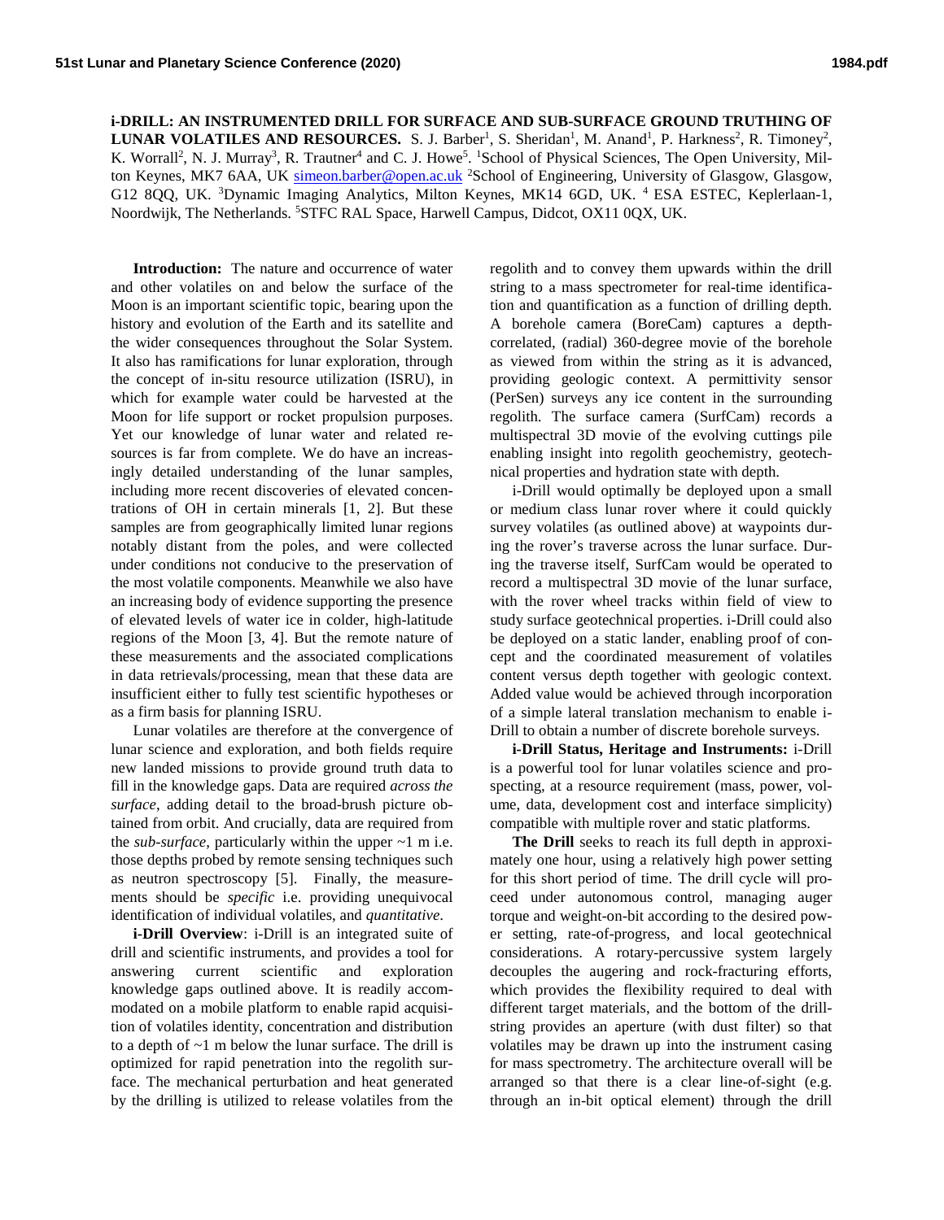**i-DRILL: AN INSTRUMENTED DRILL FOR SURFACE AND SUB-SURFACE GROUND TRUTHING OF LUNAR VOLATILES AND RESOURCES.** S. J. Barber[1], S. Sheridan[1], M. Anand[1], P. Harkness[2], R. Timoney[2], K. Worrall[2], N. J. Murray[3], R. Trautner[4] and C. J. Howe[5]. [1]School of Physical Sciences, The Open University, Milton Keynes, MK7 6AA, UK simeon.barber@open.ac.uk [2]School of Engineering, University of Glasgow, Glasgow, G12 8QQ, UK. [3]Dynamic Imaging Analytics, Milton Keynes, MK14 6GD, UK. [4] ESA ESTEC, Keplerlaan-1, Noordwijk, The Netherlands. [5]STFC RAL Space, Harwell Campus, Didcot, OX11 0QX, UK.

**Introduction:** The nature and occurrence of water and other volatiles on and below the surface of the Moon is an important scientific topic, bearing upon the history and evolution of the Earth and its satellite and the wider consequences throughout the Solar System. It also has ramifications for lunar exploration, through the concept of in-situ resource utilization (ISRU), in which for example water could be harvested at the Moon for life support or rocket propulsion purposes. Yet our knowledge of lunar water and related resources is far from complete. We do have an increasingly detailed understanding of the lunar samples, including more recent discoveries of elevated concentrations of OH in certain minerals [1, 2]. But these samples are from geographically limited lunar regions notably distant from the poles, and were collected under conditions not conducive to the preservation of the most volatile components. Meanwhile we also have an increasing body of evidence supporting the presence of elevated levels of water ice in colder, high-latitude regions of the Moon [3, 4]. But the remote nature of these measurements and the associated complications in data retrievals/processing, mean that these data are insufficient either to fully test scientific hypotheses or as a firm basis for planning ISRU.

Lunar volatiles are therefore at the convergence of lunar science and exploration, and both fields require new landed missions to provide ground truth data to fill in the knowledge gaps. Data are required *across the surface*, adding detail to the broad-brush picture obtained from orbit. And crucially, data are required from the *sub-surface*, particularly within the upper ~1 m i.e. those depths probed by remote sensing techniques such as neutron spectroscopy [5]. Finally, the measurements should be *specific* i.e. providing unequivocal identification of individual volatiles, and *quantitative*.

**i-Drill Overview**: i-Drill is an integrated suite of drill and scientific instruments, and provides a tool for answering current scientific and exploration knowledge gaps outlined above. It is readily accommodated on a mobile platform to enable rapid acquisition of volatiles identity, concentration and distribution to a depth of ~1 m below the lunar surface. The drill is optimized for rapid penetration into the regolith surface. The mechanical perturbation and heat generated by the drilling is utilized to release volatiles from the regolith and to convey them upwards within the drill string to a mass spectrometer for real-time identification and quantification as a function of drilling depth. A borehole camera (BoreCam) captures a depth-correlated, (radial) 360-degree movie of the borehole as viewed from within the string as it is advanced, providing geologic context. A permittivity sensor (PerSen) surveys any ice content in the surrounding regolith. The surface camera (SurfCam) records a multispectral 3D movie of the evolving cuttings pile enabling insight into regolith geochemistry, geotechnical properties and hydration state with depth.

i-Drill would optimally be deployed upon a small or medium class lunar rover where it could quickly survey volatiles (as outlined above) at waypoints during the rover's traverse across the lunar surface. During the traverse itself, SurfCam would be operated to record a multispectral 3D movie of the lunar surface, with the rover wheel tracks within field of view to study surface geotechnical properties. i-Drill could also be deployed on a static lander, enabling proof of concept and the coordinated measurement of volatiles content versus depth together with geologic context. Added value would be achieved through incorporation of a simple lateral translation mechanism to enable i-Drill to obtain a number of discrete borehole surveys.

**i-Drill Status, Heritage and Instruments:** i-Drill is a powerful tool for lunar volatiles science and prospecting, at a resource requirement (mass, power, volume, data, development cost and interface simplicity) compatible with multiple rover and static platforms.

**The Drill** seeks to reach its full depth in approximately one hour, using a relatively high power setting for this short period of time. The drill cycle will proceed under autonomous control, managing auger torque and weight-on-bit according to the desired power setting, rate-of-progress, and local geotechnical considerations. A rotary-percussive system largely decouples the augering and rock-fracturing efforts, which provides the flexibility required to deal with different target materials, and the bottom of the drill-string provides an aperture (with dust filter) so that volatiles may be drawn up into the instrument casing for mass spectrometry. The architecture overall will be arranged so that there is a clear line-of-sight (e.g. through an in-bit optical element) through the drill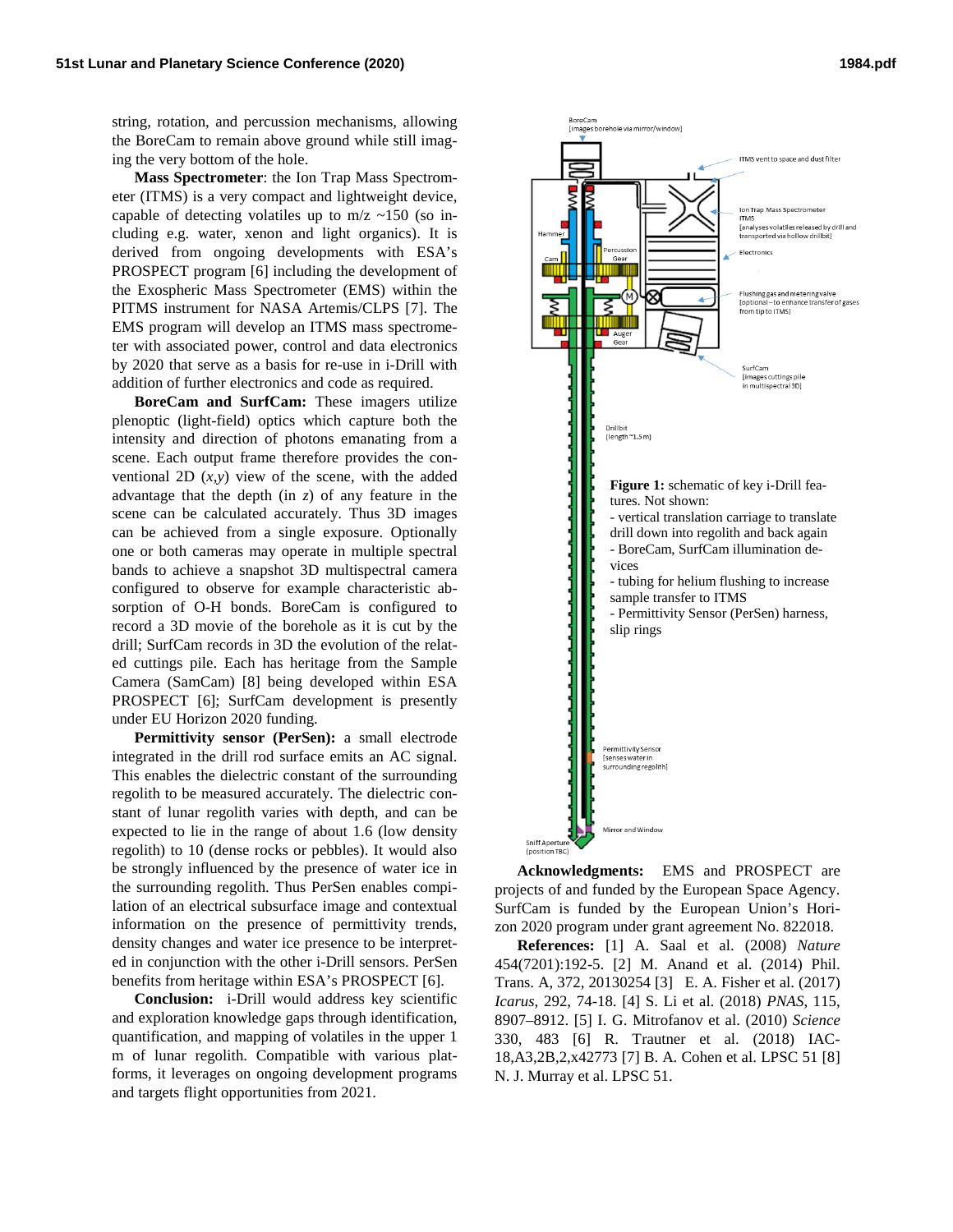string, rotation, and percussion mechanisms, allowing the BoreCam to remain above ground while still imaging the very bottom of the hole.

**Mass Spectrometer**: the Ion Trap Mass Spectrometer (ITMS) is a very compact and lightweight device, capable of detecting volatiles up to m/z ~150 (so including e.g. water, xenon and light organics). It is derived from ongoing developments with ESA's PROSPECT program [6] including the development of the Exospheric Mass Spectrometer (EMS) within the PITMS instrument for NASA Artemis/CLPS [7]. The EMS program will develop an ITMS mass spectrometer with associated power, control and data electronics by 2020 that serve as a basis for re-use in i-Drill with addition of further electronics and code as required.

**BoreCam and SurfCam:** These imagers utilize plenoptic (light-field) optics which capture both the intensity and direction of photons emanating from a scene. Each output frame therefore provides the conventional 2D ($x$,$y$) view of the scene, with the added advantage that the depth (in $z$) of any feature in the scene can be calculated accurately. Thus 3D images can be achieved from a single exposure. Optionally one or both cameras may operate in multiple spectral bands to achieve a snapshot 3D multispectral camera configured to observe for example characteristic absorption of O-H bonds. BoreCam is configured to record a 3D movie of the borehole as it is cut by the drill; SurfCam records in 3D the evolution of the related cuttings pile. Each has heritage from the Sample Camera (SamCam) [8] being developed within ESA PROSPECT [6]; SurfCam development is presently under EU Horizon 2020 funding.

**Permittivity sensor (PerSen):** a small electrode integrated in the drill rod surface emits an AC signal. This enables the dielectric constant of the surrounding regolith to be measured accurately. The dielectric constant of lunar regolith varies with depth, and can be expected to lie in the range of about 1.6 (low density regolith) to 10 (dense rocks or pebbles). It would also be strongly influenced by the presence of water ice in the surrounding regolith. Thus PerSen enables compilation of an electrical subsurface image and contextual information on the presence of permittivity trends, density changes and water ice presence to be interpreted in conjunction with the other i-Drill sensors. PerSen benefits from heritage within ESA's PROSPECT [6].

**Conclusion:** i-Drill would address key scientific and exploration knowledge gaps through identification, quantification, and mapping of volatiles in the upper 1 m of lunar regolith. Compatible with various platforms, it leverages on ongoing development programs and targets flight opportunities from 2021.

BoreCam
[images borehole via mirror/window]

ITMS vent to space and dust filter

Ion Trap Mass Spectrometer
ITMS
[analyses volatiles released by drill and transported via hollow drillbit]

Hammer

Percussion Gear

Cam

Electronics

Flushing gas and metering valve
[optional – to enhance transfer of gases from tip to ITMS]

Auger Gear

SurfCam
[images cuttings pile in multispectral 3D]

Drillbit
(length ~1.5 m)

Permittivity Sensor
[senses water in surrounding regolith]

Mirror and Window

Sniff Aperture
(position TBC)

**Figure 1:** schematic of key i-Drill features. Not shown:
- vertical translation carriage to translate drill down into regolith and back again
- BoreCam, SurfCam illumination devices
- tubing for helium flushing to increase sample transfer to ITMS
- Permittivity Sensor (PerSen) harness, slip rings

**Acknowledgments:** EMS and PROSPECT are projects of and funded by the European Space Agency. SurfCam is funded by the European Union's Horizon 2020 program under grant agreement No. 822018.

**References:** [1] A. Saal et al. (2008) *Nature* 454(7201):192-5. [2] M. Anand et al. (2014) Phil. Trans. A, 372, 20130254 [3] E. A. Fisher et al. (2017) *Icarus*, 292, 74-18. [4] S. Li et al. (2018) *PNAS*, 115, 8907–8912. [5] I. G. Mitrofanov et al. (2010) *Science* 330, 483 [6] R. Trautner et al. (2018) IAC-18,A3,2B,2,x42773 [7] B. A. Cohen et al. LPSC 51 [8] N. J. Murray et al. LPSC 51.